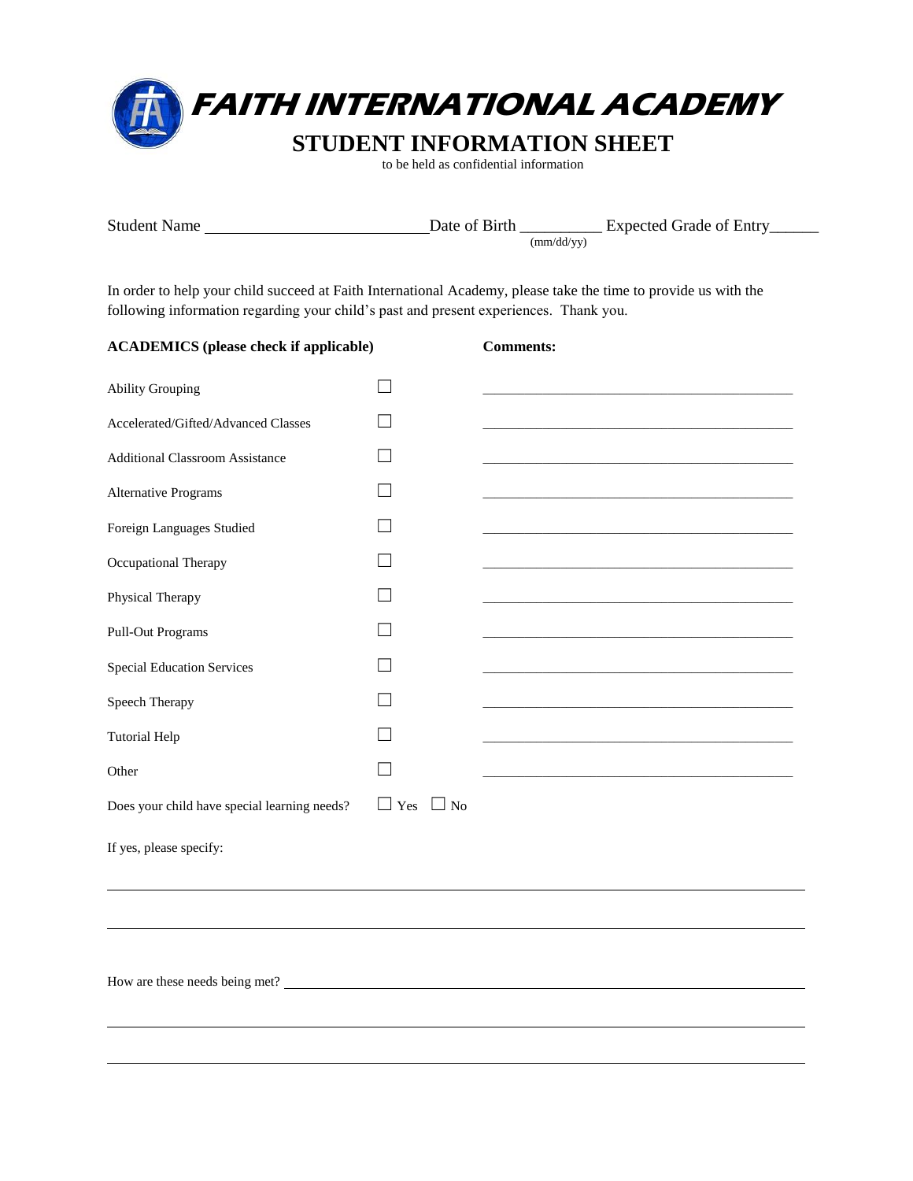# FAITH INTERNATIONAL ACADEMY

## STUDENT INFORMATION SHEET

to be held as confidential information

Student Name ___________________________ Date of Birth __________ (mm/dd/yy) Expected Grade of Entry______

In order to help your child succeed at Faith International Academy, please take the time to provide us with the following information regarding your child's past and present experiences. Thank you.

| **ACADEMICS (please check if applicable)** | | **Comments:** |
|---|---|---|
| Ability Grouping | ☐ | ________________________________ |
| Accelerated/Gifted/Advanced Classes | ☐ | ________________________________ |
| Additional Classroom Assistance | ☐ | ________________________________ |
| Alternative Programs | ☐ | ________________________________ |
| Foreign Languages Studied | ☐ | ________________________________ |
| Occupational Therapy | ☐ | ________________________________ |
| Physical Therapy | ☐ | ________________________________ |
| Pull-Out Programs | ☐ | ________________________________ |
| Special Education Services | ☐ | ________________________________ |
| Speech Therapy | ☐ | ________________________________ |
| Tutorial Help | ☐ | ________________________________ |
| Other | ☐ | ________________________________ |

Does your child have special learning needs? ☐ Yes ☐ No

If yes, please specify:

______________________________________________________________________

______________________________________________________________________

How are these needs being met? ______________________________________________

______________________________________________________________________

______________________________________________________________________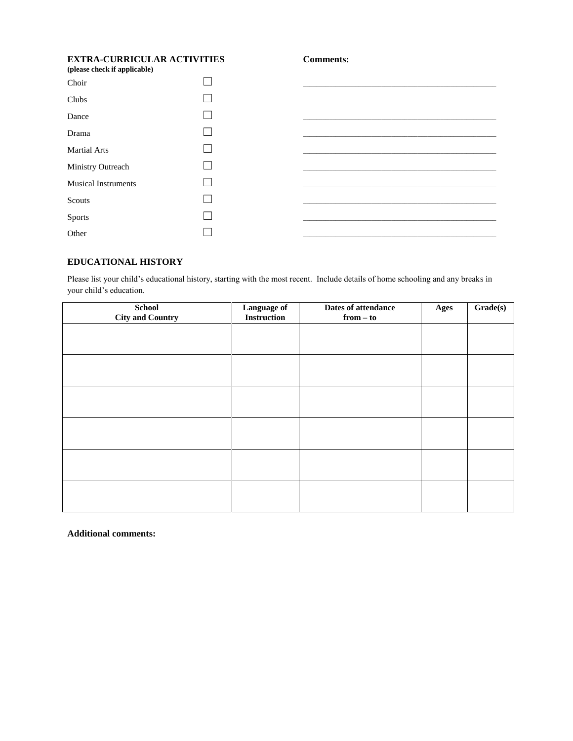**EXTRA-CURRICULAR ACTIVITIES**
**(please check if applicable)**

**Comments:**

| Activity | Check | Comments |
| --- | --- | --- |
| Choir | ☐ | \_\_\_\_\_\_\_\_\_\_\_\_\_\_\_\_\_\_\_\_\_\_\_\_\_\_\_\_\_\_\_\_\_\_\_\_\_\_\_\_ |
| Clubs | ☐ | \_\_\_\_\_\_\_\_\_\_\_\_\_\_\_\_\_\_\_\_\_\_\_\_\_\_\_\_\_\_\_\_\_\_\_\_\_\_\_\_ |
| Dance | ☐ | \_\_\_\_\_\_\_\_\_\_\_\_\_\_\_\_\_\_\_\_\_\_\_\_\_\_\_\_\_\_\_\_\_\_\_\_\_\_\_\_ |
| Drama | ☐ | \_\_\_\_\_\_\_\_\_\_\_\_\_\_\_\_\_\_\_\_\_\_\_\_\_\_\_\_\_\_\_\_\_\_\_\_\_\_\_\_ |
| Martial Arts | ☐ | \_\_\_\_\_\_\_\_\_\_\_\_\_\_\_\_\_\_\_\_\_\_\_\_\_\_\_\_\_\_\_\_\_\_\_\_\_\_\_\_ |
| Ministry Outreach | ☐ | \_\_\_\_\_\_\_\_\_\_\_\_\_\_\_\_\_\_\_\_\_\_\_\_\_\_\_\_\_\_\_\_\_\_\_\_\_\_\_\_ |
| Musical Instruments | ☐ | \_\_\_\_\_\_\_\_\_\_\_\_\_\_\_\_\_\_\_\_\_\_\_\_\_\_\_\_\_\_\_\_\_\_\_\_\_\_\_\_ |
| Scouts | ☐ | \_\_\_\_\_\_\_\_\_\_\_\_\_\_\_\_\_\_\_\_\_\_\_\_\_\_\_\_\_\_\_\_\_\_\_\_\_\_\_\_ |
| Sports | ☐ | \_\_\_\_\_\_\_\_\_\_\_\_\_\_\_\_\_\_\_\_\_\_\_\_\_\_\_\_\_\_\_\_\_\_\_\_\_\_\_\_ |
| Other | ☐ | \_\_\_\_\_\_\_\_\_\_\_\_\_\_\_\_\_\_\_\_\_\_\_\_\_\_\_\_\_\_\_\_\_\_\_\_\_\_\_\_ |

## EDUCATIONAL HISTORY

Please list your child's educational history, starting with the most recent. Include details of home schooling and any breaks in your child's education.

| School City and Country | Language of Instruction | Dates of attendance from – to | Ages | Grade(s) |
| --- | --- | --- | --- | --- |
| | | | | |
| | | | | |
| | | | | |
| | | | | |
| | | | | |
| | | | | |

**Additional comments:**